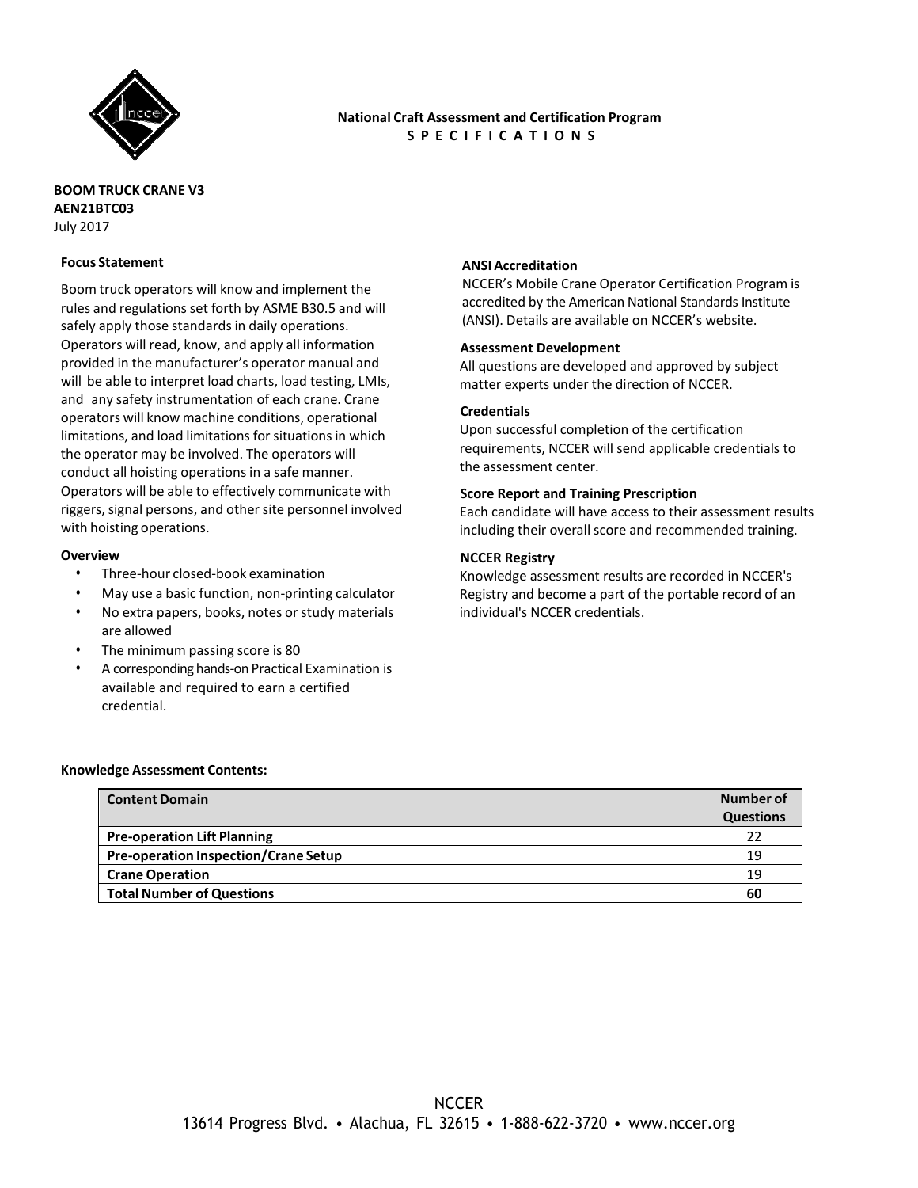**National Craft Assessment and Certification Program**
**S P E C I F I C A T I O N S**

**BOOM TRUCK CRANE V3**
**AEN21BTC03**
July 2017

### Focus Statement

Boom truck operators will know and implement the rules and regulations set forth by ASME B30.5 and will safely apply those standards in daily operations. Operators will read, know, and apply all information provided in the manufacturer's operator manual and will be able to interpret load charts, load testing, LMIs, and any safety instrumentation of each crane. Crane operators will know machine conditions, operational limitations, and load limitations for situations in which the operator may be involved. The operators will conduct all hoisting operations in a safe manner. Operators will be able to effectively communicate with riggers, signal persons, and other site personnel involved with hoisting operations.

### Overview

- Three-hour closed-book examination
- May use a basic function, non-printing calculator
- No extra papers, books, notes or study materials are allowed
- The minimum passing score is 80
- A corresponding hands-on Practical Examination is available and required to earn a certified credential.

### ANSI Accreditation

NCCER's Mobile Crane Operator Certification Program is accredited by the American National Standards Institute (ANSI). Details are available on NCCER's website.

### Assessment Development

All questions are developed and approved by subject matter experts under the direction of NCCER.

### Credentials

Upon successful completion of the certification requirements, NCCER will send applicable credentials to the assessment center.

### Score Report and Training Prescription

Each candidate will have access to their assessment results including their overall score and recommended training.

### NCCER Registry

Knowledge assessment results are recorded in NCCER's Registry and become a part of the portable record of an individual's NCCER credentials.

### Knowledge Assessment Contents:

| Content Domain | Number of Questions |
|---|---|
| **Pre-operation Lift Planning** | 22 |
| **Pre-operation Inspection/Crane Setup** | 19 |
| **Crane Operation** | 19 |
| **Total Number of Questions** | **60** |

NCCER
13614 Progress Blvd. • Alachua, FL 32615 • 1-888-622-3720 • www.nccer.org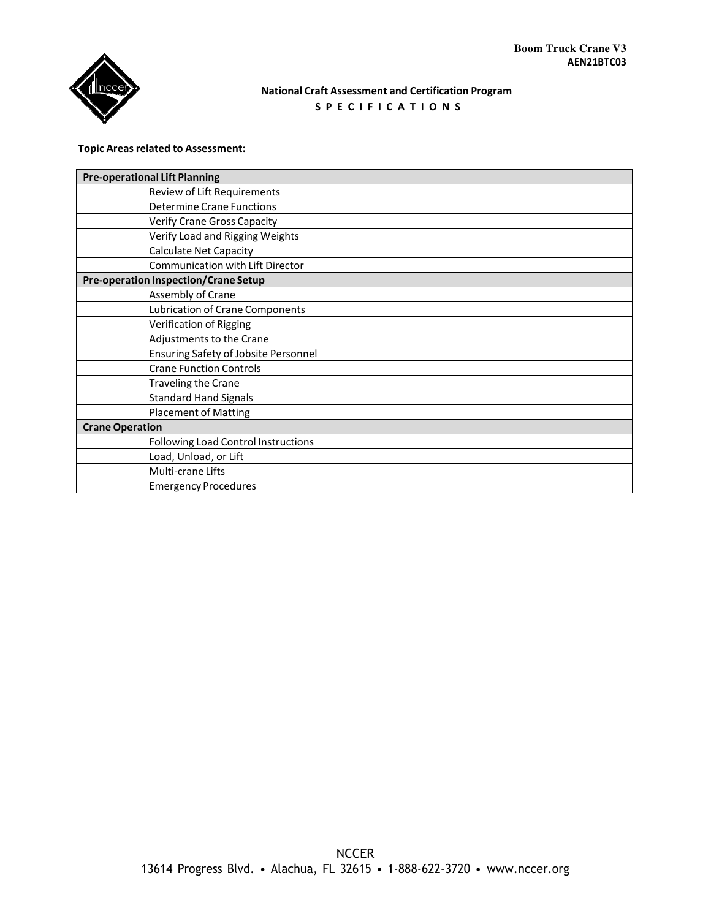**Boom Truck Crane V3**
**AEN21BTC03**

**National Craft Assessment and Certification Program**
**S P E C I F I C A T I O N S**

**Topic Areas related to Assessment:**

| | |
|---|---|
| **Pre-operational Lift Planning** | |
| | Review of Lift Requirements |
| | Determine Crane Functions |
| | Verify Crane Gross Capacity |
| | Verify Load and Rigging Weights |
| | Calculate Net Capacity |
| | Communication with Lift Director |
| **Pre-operation Inspection/Crane Setup** | |
| | Assembly of Crane |
| | Lubrication of Crane Components |
| | Verification of Rigging |
| | Adjustments to the Crane |
| | Ensuring Safety of Jobsite Personnel |
| | Crane Function Controls |
| | Traveling the Crane |
| | Standard Hand Signals |
| | Placement of Matting |
| **Crane Operation** | |
| | Following Load Control Instructions |
| | Load, Unload, or Lift |
| | Multi-crane Lifts |
| | Emergency Procedures |

NCCER
13614 Progress Blvd. • Alachua, FL 32615 • 1-888-622-3720 • www.nccer.org